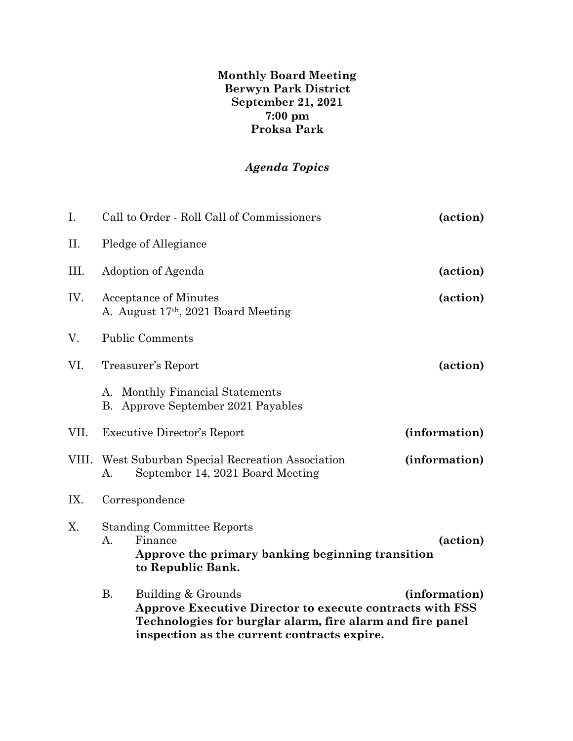**Monthly Board Meeting**
**Berwyn Park District**
**September 21, 2021**
**7:00 pm**
**Proksa Park**

***Agenda Topics***

I. Call to Order - Roll Call of Commissioners **(action)**

II. Pledge of Allegiance

III. Adoption of Agenda **(action)**

IV. Acceptance of Minutes **(action)**
   A. August 17th, 2021 Board Meeting

V. Public Comments

VI. Treasurer's Report **(action)**

   A. Monthly Financial Statements
   B. Approve September 2021 Payables

VII. Executive Director's Report **(information)**

VIII. West Suburban Special Recreation Association **(information)**
   A. September 14, 2021 Board Meeting

IX. Correspondence

X. Standing Committee Reports
   A. Finance **(action)**
   **Approve the primary banking beginning transition to Republic Bank.**

   B. Building & Grounds **(information)**
   **Approve Executive Director to execute contracts with FSS Technologies for burglar alarm, fire alarm and fire panel inspection as the current contracts expire.**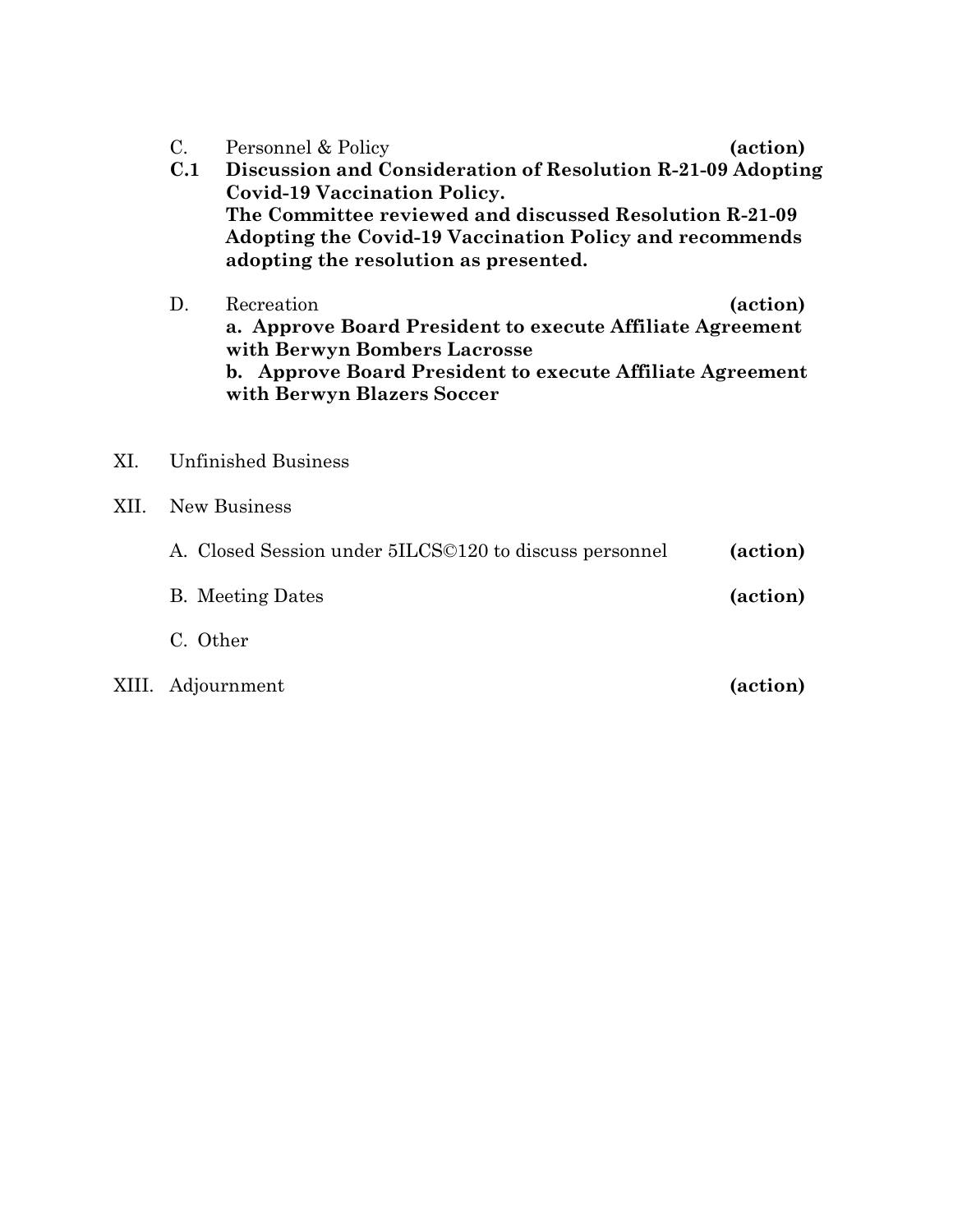C. Personnel & Policy **(action)**

**C.1 Discussion and Consideration of Resolution R-21-09 Adopting Covid-19 Vaccination Policy.**
**The Committee reviewed and discussed Resolution R-21-09 Adopting the Covid-19 Vaccination Policy and recommends adopting the resolution as presented.**

D. Recreation **(action)**

**a. Approve Board President to execute Affiliate Agreement with Berwyn Bombers Lacrosse**
**b. Approve Board President to execute Affiliate Agreement with Berwyn Blazers Soccer**

XI. Unfinished Business

XII. New Business

A. Closed Session under 5ILCS©120 to discuss personnel **(action)**

B. Meeting Dates **(action)**

C. Other

XIII. Adjournment **(action)**